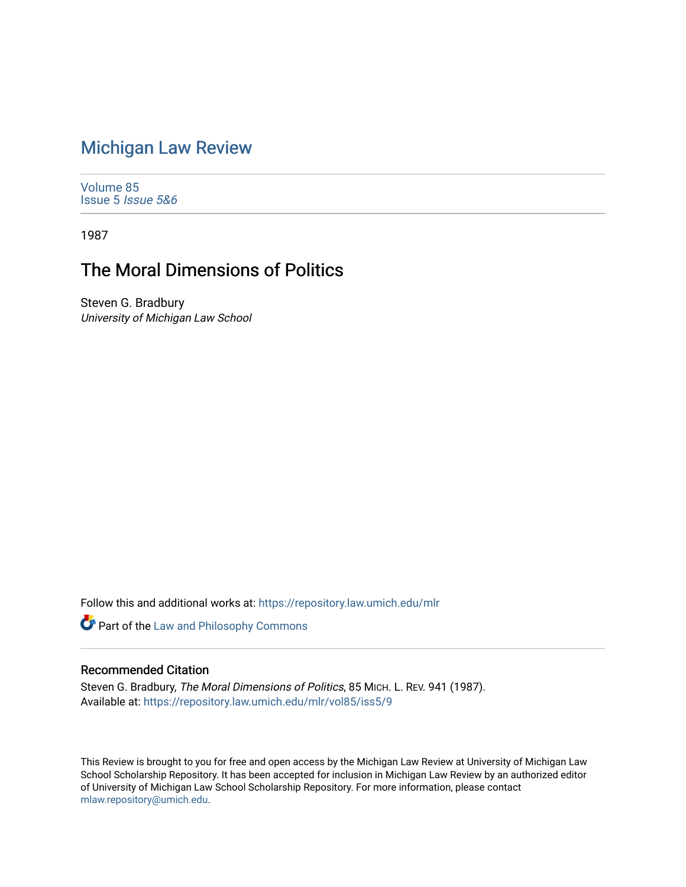# Michigan Law Review

Volume 85
Issue 5 *Issue 5&6*

1987

## The Moral Dimensions of Politics

Steven G. Bradbury
*University of Michigan Law School*

Follow this and additional works at: https://repository.law.umich.edu/mlr

Part of the Law and Philosophy Commons

### Recommended Citation

Steven G. Bradbury, *The Moral Dimensions of Politics*, 85 MICH. L. REV. 941 (1987).
Available at: https://repository.law.umich.edu/mlr/vol85/iss5/9

This Review is brought to you for free and open access by the Michigan Law Review at University of Michigan Law School Scholarship Repository. It has been accepted for inclusion in Michigan Law Review by an authorized editor of University of Michigan Law School Scholarship Repository. For more information, please contact mlaw.repository@umich.edu.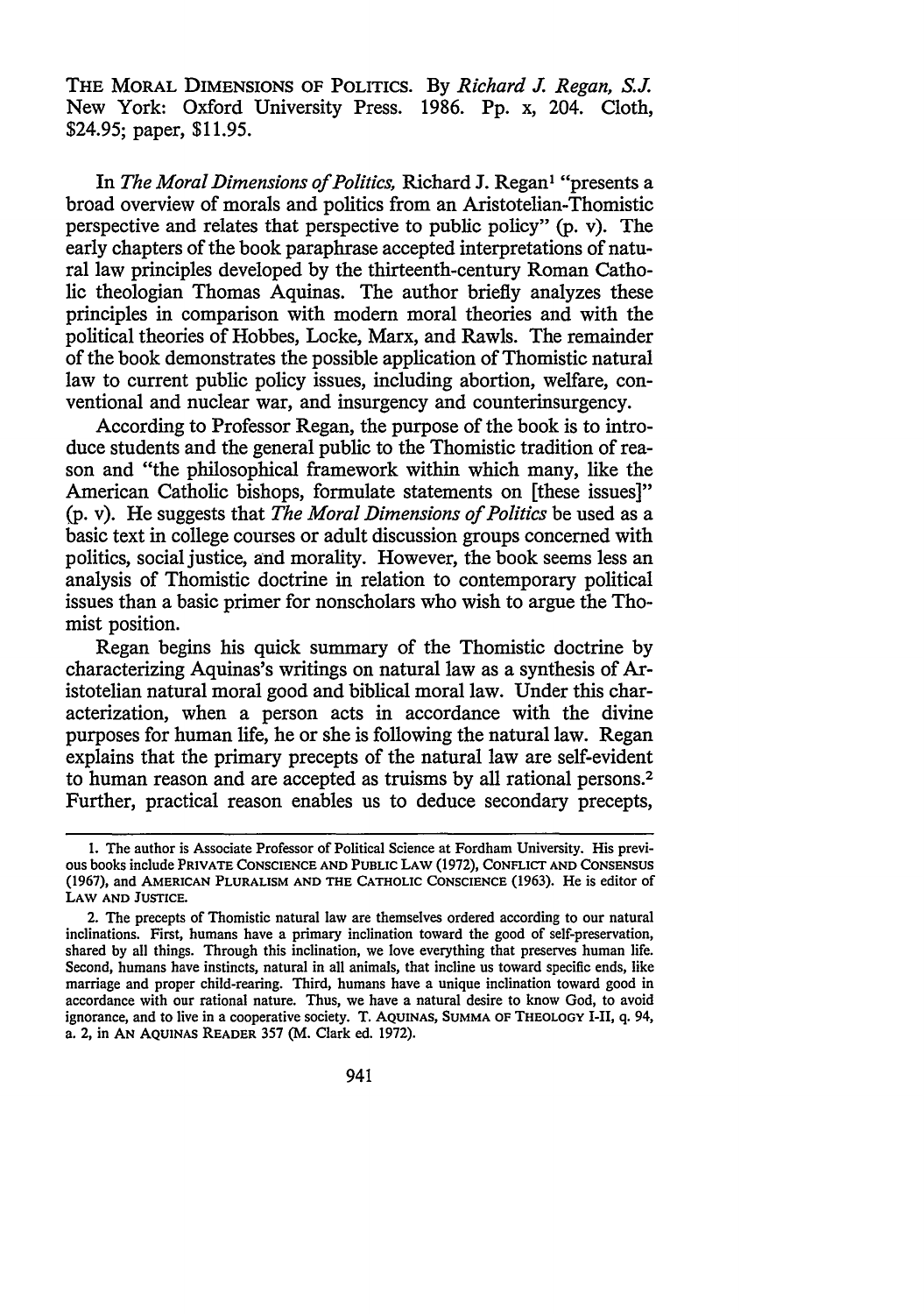THE MORAL DIMENSIONS OF POLITICS. By *Richard J. Regan, S.J.* New York: Oxford University Press. 1986. Pp. x, 204. Cloth, $24.95; paper, $11.95.

In *The Moral Dimensions of Politics,* Richard J. Regan[1] "presents a broad overview of morals and politics from an Aristotelian-Thomistic perspective and relates that perspective to public policy" (p. v). The early chapters of the book paraphrase accepted interpretations of natural law principles developed by the thirteenth-century Roman Catholic theologian Thomas Aquinas. The author briefly analyzes these principles in comparison with modern moral theories and with the political theories of Hobbes, Locke, Marx, and Rawls. The remainder of the book demonstrates the possible application of Thomistic natural law to current public policy issues, including abortion, welfare, conventional and nuclear war, and insurgency and counterinsurgency.

According to Professor Regan, the purpose of the book is to introduce students and the general public to the Thomistic tradition of reason and "the philosophical framework within which many, like the American Catholic bishops, formulate statements on [these issues]" (p. v). He suggests that *The Moral Dimensions of Politics* be used as a basic text in college courses or adult discussion groups concerned with politics, social justice, and morality. However, the book seems less an analysis of Thomistic doctrine in relation to contemporary political issues than a basic primer for nonscholars who wish to argue the Thomist position.

Regan begins his quick summary of the Thomistic doctrine by characterizing Aquinas's writings on natural law as a synthesis of Aristotelian natural moral good and biblical moral law. Under this characterization, when a person acts in accordance with the divine purposes for human life, he or she is following the natural law. Regan explains that the primary precepts of the natural law are self-evident to human reason and are accepted as truisms by all rational persons.[2] Further, practical reason enables us to deduce secondary precepts,

---

1. The author is Associate Professor of Political Science at Fordham University. His previous books include PRIVATE CONSCIENCE AND PUBLIC LAW (1972), CONFLICT AND CONSENSUS (1967), and AMERICAN PLURALISM AND THE CATHOLIC CONSCIENCE (1963). He is editor of LAW AND JUSTICE.

2. The precepts of Thomistic natural law are themselves ordered according to our natural inclinations. First, humans have a primary inclination toward the good of self-preservation, shared by all things. Through this inclination, we love everything that preserves human life. Second, humans have instincts, natural in all animals, that incline us toward specific ends, like marriage and proper child-rearing. Third, humans have a unique inclination toward good in accordance with our rational nature. Thus, we have a natural desire to know God, to avoid ignorance, and to live in a cooperative society. T. AQUINAS, SUMMA OF THEOLOGY I-II, q. 94, a. 2, in AN AQUINAS READER 357 (M. Clark ed. 1972).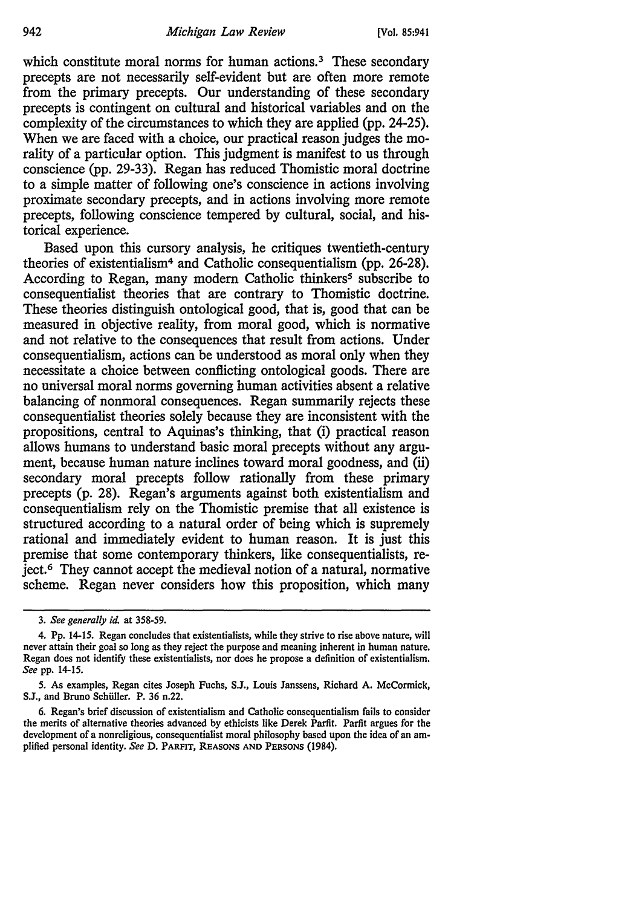which constitute moral norms for human actions.[3] These secondary precepts are not necessarily self-evident but are often more remote from the primary precepts. Our understanding of these secondary precepts is contingent on cultural and historical variables and on the complexity of the circumstances to which they are applied (pp. 24-25). When we are faced with a choice, our practical reason judges the morality of a particular option. This judgment is manifest to us through conscience (pp. 29-33). Regan has reduced Thomistic moral doctrine to a simple matter of following one's conscience in actions involving proximate secondary precepts, and in actions involving more remote precepts, following conscience tempered by cultural, social, and historical experience.

Based upon this cursory analysis, he critiques twentieth-century theories of existentialism[4] and Catholic consequentialism (pp. 26-28). According to Regan, many modern Catholic thinkers[5] subscribe to consequentialist theories that are contrary to Thomistic doctrine. These theories distinguish ontological good, that is, good that can be measured in objective reality, from moral good, which is normative and not relative to the consequences that result from actions. Under consequentialism, actions can be understood as moral only when they necessitate a choice between conflicting ontological goods. There are no universal moral norms governing human activities absent a relative balancing of nonmoral consequences. Regan summarily rejects these consequentialist theories solely because they are inconsistent with the propositions, central to Aquinas's thinking, that (i) practical reason allows humans to understand basic moral precepts without any argument, because human nature inclines toward moral goodness, and (ii) secondary moral precepts follow rationally from these primary precepts (p. 28). Regan's arguments against both existentialism and consequentialism rely on the Thomistic premise that all existence is structured according to a natural order of being which is supremely rational and immediately evident to human reason. It is just this premise that some contemporary thinkers, like consequentialists, reject.[6] They cannot accept the medieval notion of a natural, normative scheme. Regan never considers how this proposition, which many

---

3. *See generally id.* at 358-59.

4. Pp. 14-15. Regan concludes that existentialists, while they strive to rise above nature, will never attain their goal so long as they reject the purpose and meaning inherent in human nature. Regan does not identify these existentialists, nor does he propose a definition of existentialism. *See* pp. 14-15.

5. As examples, Regan cites Joseph Fuchs, S.J., Louis Janssens, Richard A. McCormick, S.J., and Bruno Schüller. P. 36 n.22.

6. Regan's brief discussion of existentialism and Catholic consequentialism fails to consider the merits of alternative theories advanced by ethicists like Derek Parfit. Parfit argues for the development of a nonreligious, consequentialist moral philosophy based upon the idea of an amplified personal identity. *See* D. PARFIT, REASONS AND PERSONS (1984).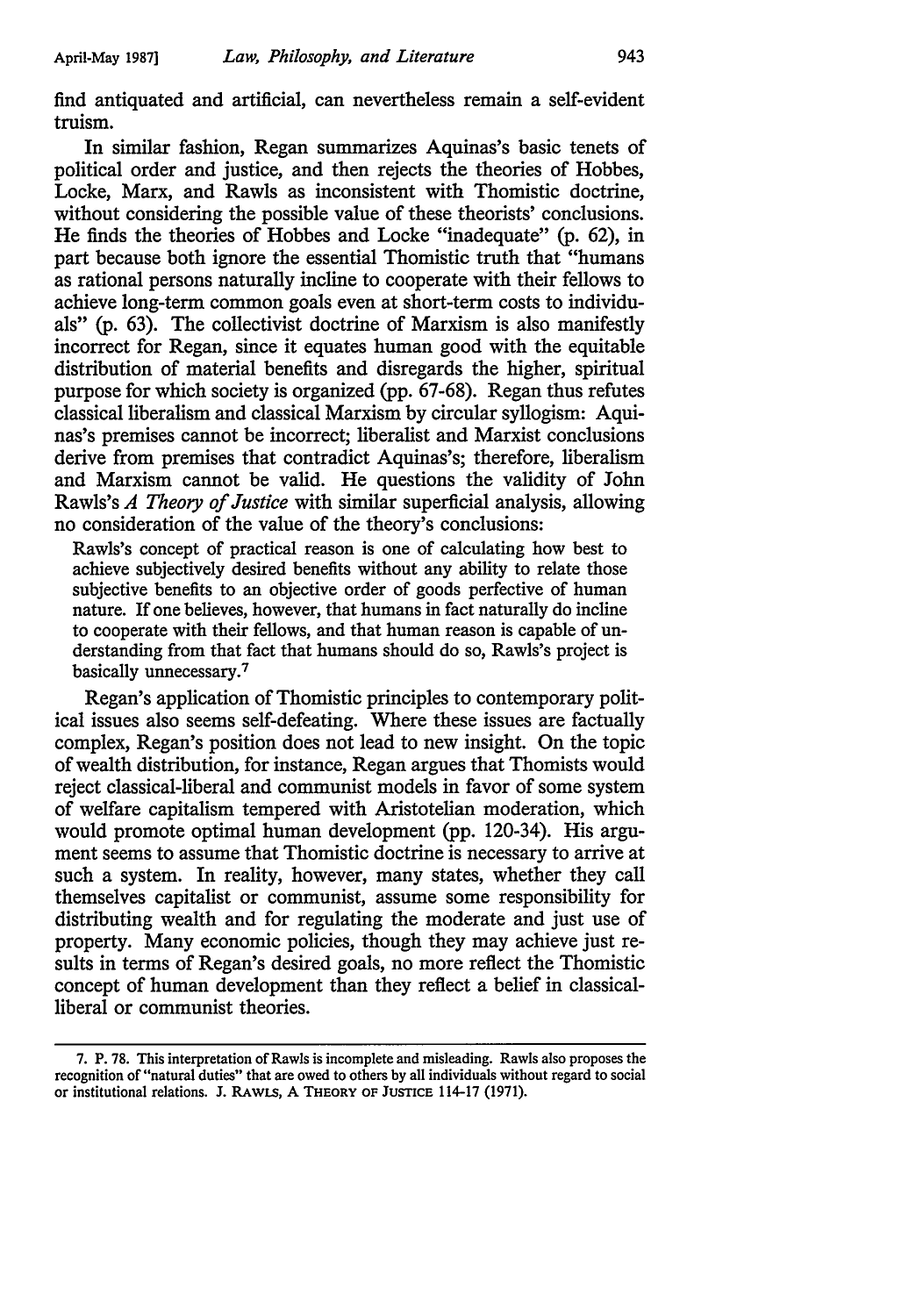find antiquated and artificial, can nevertheless remain a self-evident truism.

In similar fashion, Regan summarizes Aquinas's basic tenets of political order and justice, and then rejects the theories of Hobbes, Locke, Marx, and Rawls as inconsistent with Thomistic doctrine, without considering the possible value of these theorists' conclusions. He finds the theories of Hobbes and Locke "inadequate" (p. 62), in part because both ignore the essential Thomistic truth that "humans as rational persons naturally incline to cooperate with their fellows to achieve long-term common goals even at short-term costs to individuals" (p. 63). The collectivist doctrine of Marxism is also manifestly incorrect for Regan, since it equates human good with the equitable distribution of material benefits and disregards the higher, spiritual purpose for which society is organized (pp. 67-68). Regan thus refutes classical liberalism and classical Marxism by circular syllogism: Aquinas's premises cannot be incorrect; liberalist and Marxist conclusions derive from premises that contradict Aquinas's; therefore, liberalism and Marxism cannot be valid. He questions the validity of John Rawls's *A Theory of Justice* with similar superficial analysis, allowing no consideration of the value of the theory's conclusions:

> Rawls's concept of practical reason is one of calculating how best to achieve subjectively desired benefits without any ability to relate those subjective benefits to an objective order of goods perfective of human nature. If one believes, however, that humans in fact naturally do incline to cooperate with their fellows, and that human reason is capable of understanding from that fact that humans should do so, Rawls's project is basically unnecessary.[7]

Regan's application of Thomistic principles to contemporary political issues also seems self-defeating. Where these issues are factually complex, Regan's position does not lead to new insight. On the topic of wealth distribution, for instance, Regan argues that Thomists would reject classical-liberal and communist models in favor of some system of welfare capitalism tempered with Aristotelian moderation, which would promote optimal human development (pp. 120-34). His argument seems to assume that Thomistic doctrine is necessary to arrive at such a system. In reality, however, many states, whether they call themselves capitalist or communist, assume some responsibility for distributing wealth and for regulating the moderate and just use of property. Many economic policies, though they may achieve just results in terms of Regan's desired goals, no more reflect the Thomistic concept of human development than they reflect a belief in classical-liberal or communist theories.

---

7. P. 78. This interpretation of Rawls is incomplete and misleading. Rawls also proposes the recognition of "natural duties" that are owed to others by all individuals without regard to social or institutional relations. J. RAWLS, A THEORY OF JUSTICE 114-17 (1971).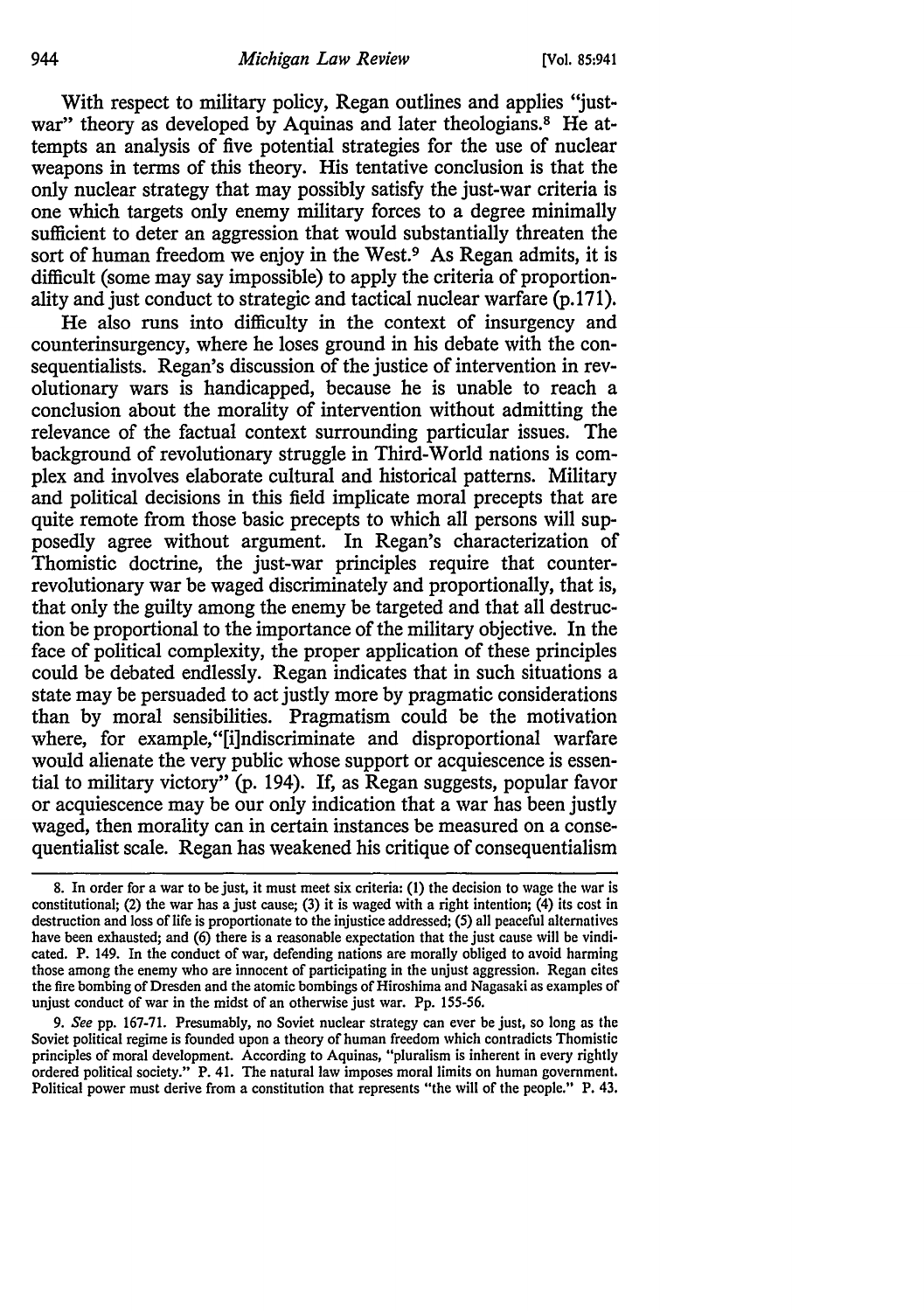With respect to military policy, Regan outlines and applies "just-war" theory as developed by Aquinas and later theologians.[8] He attempts an analysis of five potential strategies for the use of nuclear weapons in terms of this theory. His tentative conclusion is that the only nuclear strategy that may possibly satisfy the just-war criteria is one which targets only enemy military forces to a degree minimally sufficient to deter an aggression that would substantially threaten the sort of human freedom we enjoy in the West.[9] As Regan admits, it is difficult (some may say impossible) to apply the criteria of proportionality and just conduct to strategic and tactical nuclear warfare (p.171).

He also runs into difficulty in the context of insurgency and counterinsurgency, where he loses ground in his debate with the consequentialists. Regan's discussion of the justice of intervention in revolutionary wars is handicapped, because he is unable to reach a conclusion about the morality of intervention without admitting the relevance of the factual context surrounding particular issues. The background of revolutionary struggle in Third-World nations is complex and involves elaborate cultural and historical patterns. Military and political decisions in this field implicate moral precepts that are quite remote from those basic precepts to which all persons will supposedly agree without argument. In Regan's characterization of Thomistic doctrine, the just-war principles require that counter-revolutionary war be waged discriminately and proportionally, that is, that only the guilty among the enemy be targeted and that all destruction be proportional to the importance of the military objective. In the face of political complexity, the proper application of these principles could be debated endlessly. Regan indicates that in such situations a state may be persuaded to act justly more by pragmatic considerations than by moral sensibilities. Pragmatism could be the motivation where, for example,"[i]ndiscriminate and disproportional warfare would alienate the very public whose support or acquiescence is essential to military victory" (p. 194). If, as Regan suggests, popular favor or acquiescence may be our only indication that a war has been justly waged, then morality can in certain instances be measured on a consequentialist scale. Regan has weakened his critique of consequentialism

---

8. In order for a war to be just, it must meet six criteria: (1) the decision to wage the war is constitutional; (2) the war has a just cause; (3) it is waged with a right intention; (4) its cost in destruction and loss of life is proportionate to the injustice addressed; (5) all peaceful alternatives have been exhausted; and (6) there is a reasonable expectation that the just cause will be vindicated. P. 149. In the conduct of war, defending nations are morally obliged to avoid harming those among the enemy who are innocent of participating in the unjust aggression. Regan cites the fire bombing of Dresden and the atomic bombings of Hiroshima and Nagasaki as examples of unjust conduct of war in the midst of an otherwise just war. Pp. 155-56.

9. *See* pp. 167-71. Presumably, no Soviet nuclear strategy can ever be just, so long as the Soviet political regime is founded upon a theory of human freedom which contradicts Thomistic principles of moral development. According to Aquinas, "pluralism is inherent in every rightly ordered political society." P. 41. The natural law imposes moral limits on human government. Political power must derive from a constitution that represents "the will of the people." P. 43.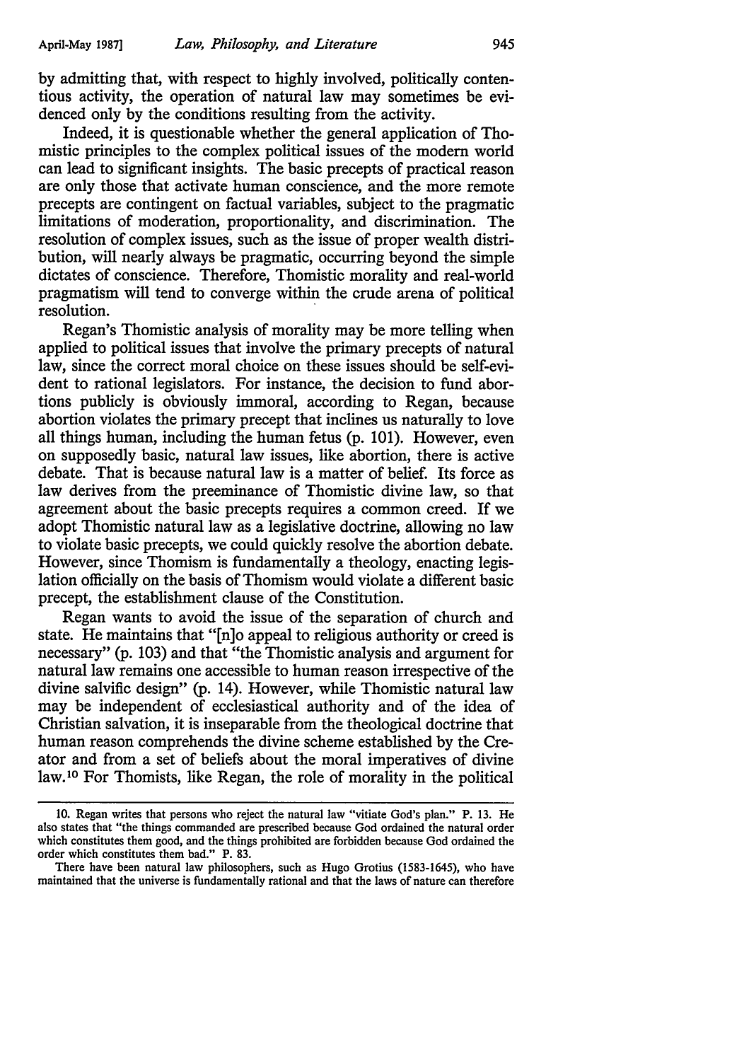by admitting that, with respect to highly involved, politically contentious activity, the operation of natural law may sometimes be evidenced only by the conditions resulting from the activity.

Indeed, it is questionable whether the general application of Thomistic principles to the complex political issues of the modern world can lead to significant insights. The basic precepts of practical reason are only those that activate human conscience, and the more remote precepts are contingent on factual variables, subject to the pragmatic limitations of moderation, proportionality, and discrimination. The resolution of complex issues, such as the issue of proper wealth distribution, will nearly always be pragmatic, occurring beyond the simple dictates of conscience. Therefore, Thomistic morality and real-world pragmatism will tend to converge within the crude arena of political resolution.

Regan's Thomistic analysis of morality may be more telling when applied to political issues that involve the primary precepts of natural law, since the correct moral choice on these issues should be self-evident to rational legislators. For instance, the decision to fund abortions publicly is obviously immoral, according to Regan, because abortion violates the primary precept that inclines us naturally to love all things human, including the human fetus (p. 101). However, even on supposedly basic, natural law issues, like abortion, there is active debate. That is because natural law is a matter of belief. Its force as law derives from the preeminance of Thomistic divine law, so that agreement about the basic precepts requires a common creed. If we adopt Thomistic natural law as a legislative doctrine, allowing no law to violate basic precepts, we could quickly resolve the abortion debate. However, since Thomism is fundamentally a theology, enacting legislation officially on the basis of Thomism would violate a different basic precept, the establishment clause of the Constitution.

Regan wants to avoid the issue of the separation of church and state. He maintains that "[n]o appeal to religious authority or creed is necessary" (p. 103) and that "the Thomistic analysis and argument for natural law remains one accessible to human reason irrespective of the divine salvific design" (p. 14). However, while Thomistic natural law may be independent of ecclesiastical authority and of the idea of Christian salvation, it is inseparable from the theological doctrine that human reason comprehends the divine scheme established by the Creator and from a set of beliefs about the moral imperatives of divine law.[10] For Thomists, like Regan, the role of morality in the political

10. Regan writes that persons who reject the natural law "vitiate God's plan." P. 13. He also states that "the things commanded are prescribed because God ordained the natural order which constitutes them good, and the things prohibited are forbidden because God ordained the order which constitutes them bad." P. 83.

There have been natural law philosophers, such as Hugo Grotius (1583-1645), who have maintained that the universe is fundamentally rational and that the laws of nature can therefore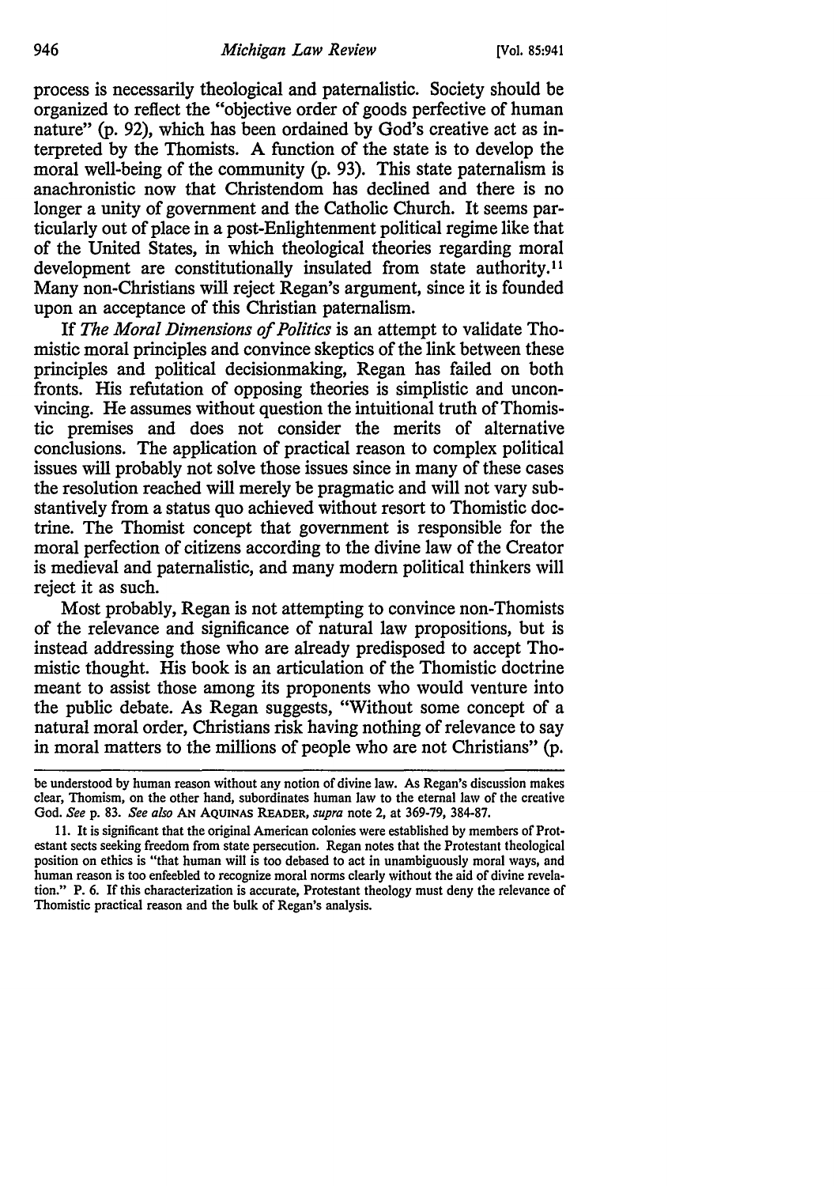process is necessarily theological and paternalistic. Society should be organized to reflect the "objective order of goods perfective of human nature" (p. 92), which has been ordained by God's creative act as interpreted by the Thomists. A function of the state is to develop the moral well-being of the community (p. 93). This state paternalism is anachronistic now that Christendom has declined and there is no longer a unity of government and the Catholic Church. It seems particularly out of place in a post-Enlightenment political regime like that of the United States, in which theological theories regarding moral development are constitutionally insulated from state authority.[11] Many non-Christians will reject Regan's argument, since it is founded upon an acceptance of this Christian paternalism.

If *The Moral Dimensions of Politics* is an attempt to validate Thomistic moral principles and convince skeptics of the link between these principles and political decisionmaking, Regan has failed on both fronts. His refutation of opposing theories is simplistic and unconvincing. He assumes without question the intuitional truth of Thomistic premises and does not consider the merits of alternative conclusions. The application of practical reason to complex political issues will probably not solve those issues since in many of these cases the resolution reached will merely be pragmatic and will not vary substantively from a status quo achieved without resort to Thomistic doctrine. The Thomist concept that government is responsible for the moral perfection of citizens according to the divine law of the Creator is medieval and paternalistic, and many modern political thinkers will reject it as such.

Most probably, Regan is not attempting to convince non-Thomists of the relevance and significance of natural law propositions, but is instead addressing those who are already predisposed to accept Thomistic thought. His book is an articulation of the Thomistic doctrine meant to assist those among its proponents who would venture into the public debate. As Regan suggests, "Without some concept of a natural moral order, Christians risk having nothing of relevance to say in moral matters to the millions of people who are not Christians" (p.

---

be understood by human reason without any notion of divine law. As Regan's discussion makes clear, Thomism, on the other hand, subordinates human law to the eternal law of the creative God. *See* p. 83. *See also* AN AQUINAS READER, *supra* note 2, at 369-79, 384-87.

11. It is significant that the original American colonies were established by members of Protestant sects seeking freedom from state persecution. Regan notes that the Protestant theological position on ethics is "that human will is too debased to act in unambiguously moral ways, and human reason is too enfeebled to recognize moral norms clearly without the aid of divine revelation." P. 6. If this characterization is accurate, Protestant theology must deny the relevance of Thomistic practical reason and the bulk of Regan's analysis.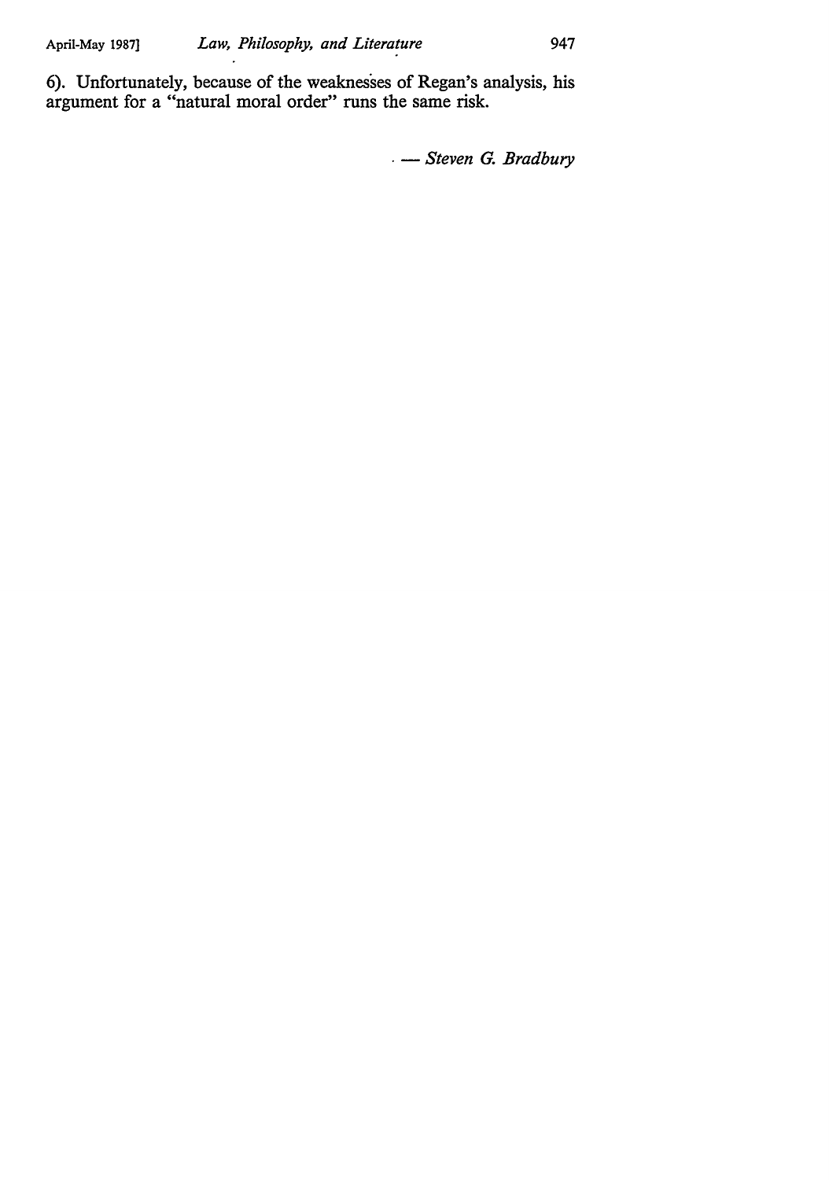6). Unfortunately, because of the weaknesses of Regan's analysis, his argument for a "natural moral order" runs the same risk.

— *Steven G. Bradbury*